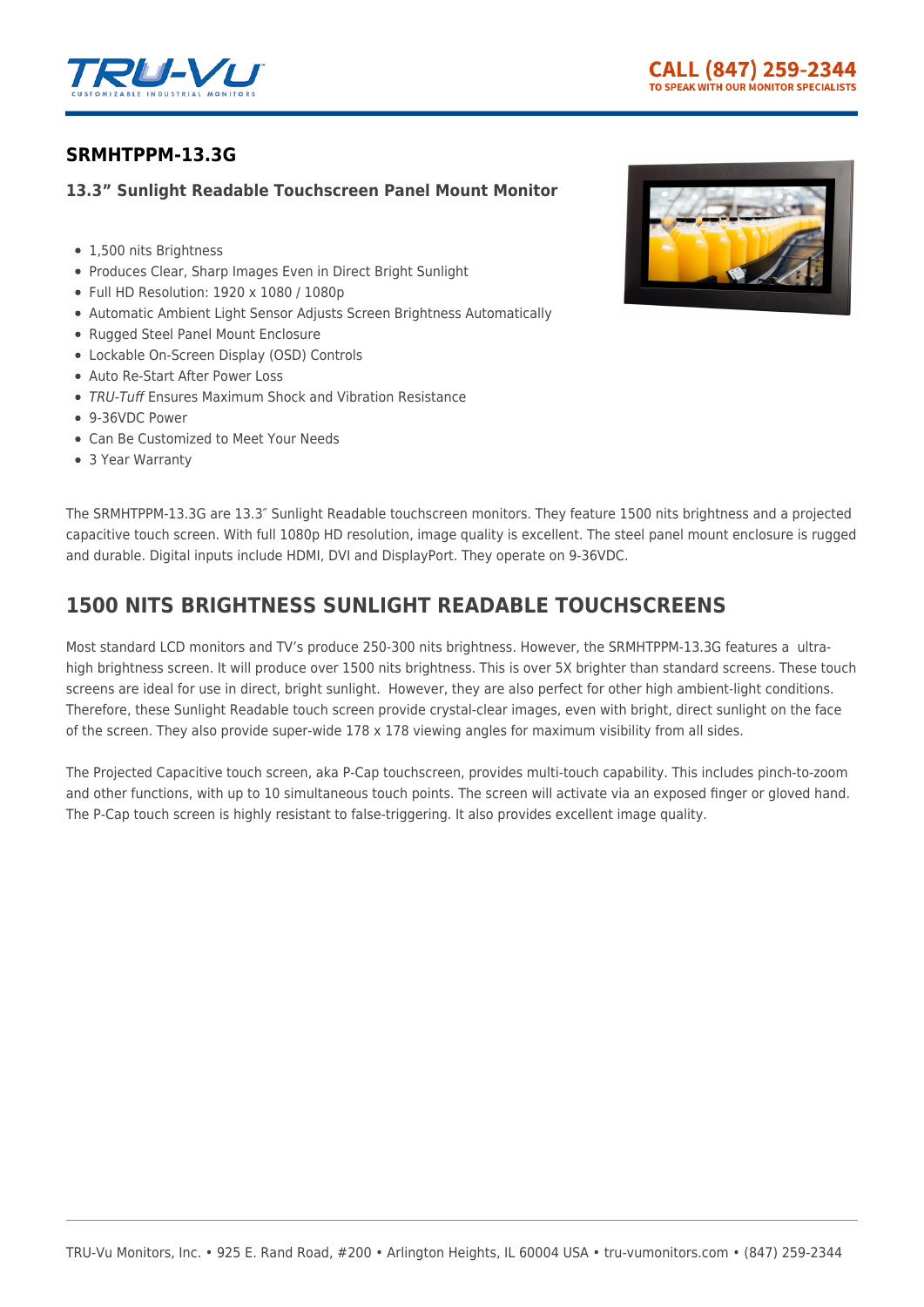## SRMHTPPM-13.3G

### 13.3" Sunlight Readable Touchscreen Panel Mount Monitor

- 1,500 nits Brightness
- Produces Clear, Sharp Images Even in Direct Bright Sunlight
- Full HD Resolution: 1920 x 1080 / 1080p
- Automatic Ambient Light Sensor Adjusts Screen Brightness Automatically
- Rugged Steel Panel Mount Enclosure
- Lockable On-Screen Display (OSD) Controls
- Auto Re-Start After Power Loss
- *TRU-Tuff* Ensures Maximum Shock and Vibration Resistance
- 9-36VDC Power
- Can Be Customized to Meet Your Needs
- 3 Year Warranty

The SRMHTPPM-13.3G are 13.3″ Sunlight Readable touchscreen monitors. They feature 1500 nits brightness and a projected capacitive touch screen. With full 1080p HD resolution, image quality is excellent. The steel panel mount enclosure is rugged and durable. Digital inputs include HDMI, DVI and DisplayPort. They operate on 9-36VDC.

## 1500 NITS BRIGHTNESS SUNLIGHT READABLE TOUCHSCREENS

Most standard LCD monitors and TV's produce 250-300 nits brightness. However, the SRMHTPPM-13.3G features a ultra-high brightness screen. It will produce over 1500 nits brightness. This is over 5X brighter than standard screens. These touch screens are ideal for use in direct, bright sunlight. However, they are also perfect for other high ambient-light conditions. Therefore, these Sunlight Readable touch screen provide crystal-clear images, even with bright, direct sunlight on the face of the screen. They also provide super-wide 178 x 178 viewing angles for maximum visibility from all sides.

The Projected Capacitive touch screen, aka P-Cap touchscreen, provides multi-touch capability. This includes pinch-to-zoom and other functions, with up to 10 simultaneous touch points. The screen will activate via an exposed finger or gloved hand. The P-Cap touch screen is highly resistant to false-triggering. It also provides excellent image quality.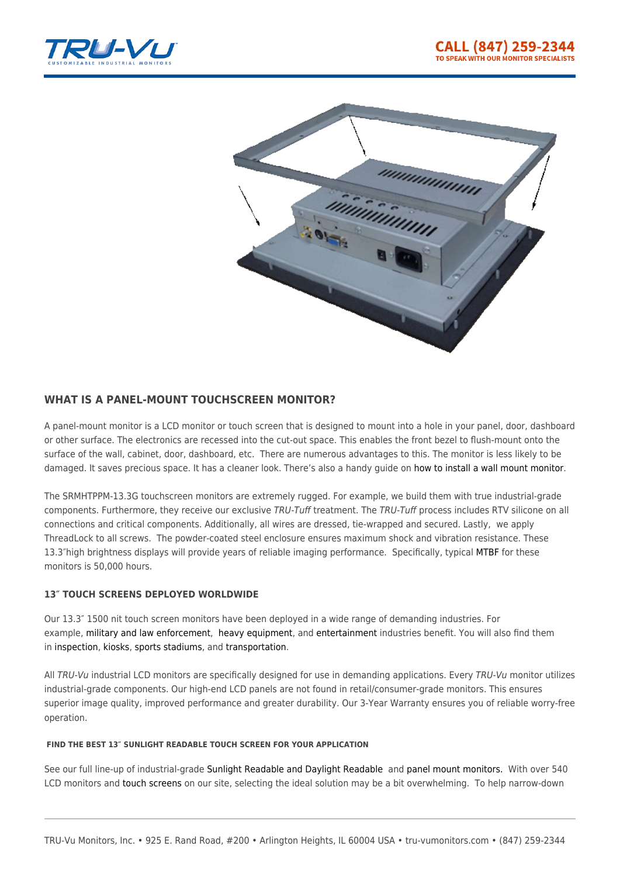## WHAT IS A PANEL-MOUNT TOUCHSCREEN MONITOR?

A panel-mount monitor is a LCD monitor or touch screen that is designed to mount into a hole in your panel, door, dashboard or other surface. The electronics are recessed into the cut-out space. This enables the front bezel to flush-mount onto the surface of the wall, cabinet, door, dashboard, etc. There are numerous advantages to this. The monitor is less likely to be damaged. It saves precious space. It has a cleaner look. There's also a handy guide on how to install a wall mount monitor.

The SRMHTPPM-13.3G touchscreen monitors are extremely rugged. For example, we build them with true industrial-grade components. Furthermore, they receive our exclusive *TRU-Tuff* treatment. The *TRU-Tuff* process includes RTV silicone on all connections and critical components. Additionally, all wires are dressed, tie-wrapped and secured. Lastly, we apply ThreadLock to all screws. The powder-coated steel enclosure ensures maximum shock and vibration resistance. These 13.3″high brightness displays will provide years of reliable imaging performance. Specifically, typical MTBF for these monitors is 50,000 hours.

#### 13″ TOUCH SCREENS DEPLOYED WORLDWIDE

Our 13.3″ 1500 nit touch screen monitors have been deployed in a wide range of demanding industries. For example, military and law enforcement, heavy equipment, and entertainment industries benefit. You will also find them in inspection, kiosks, sports stadiums, and transportation.

All *TRU-Vu* industrial LCD monitors are specifically designed for use in demanding applications. Every *TRU-Vu* monitor utilizes industrial-grade components. Our high-end LCD panels are not found in retail/consumer-grade monitors. This ensures superior image quality, improved performance and greater durability. Our 3-Year Warranty ensures you of reliable worry-free operation.

##### FIND THE BEST 13″ SUNLIGHT READABLE TOUCH SCREEN FOR YOUR APPLICATION

See our full line-up of industrial-grade Sunlight Readable and Daylight Readable and panel mount monitors. With over 540 LCD monitors and touch screens on our site, selecting the ideal solution may be a bit overwhelming. To help narrow-down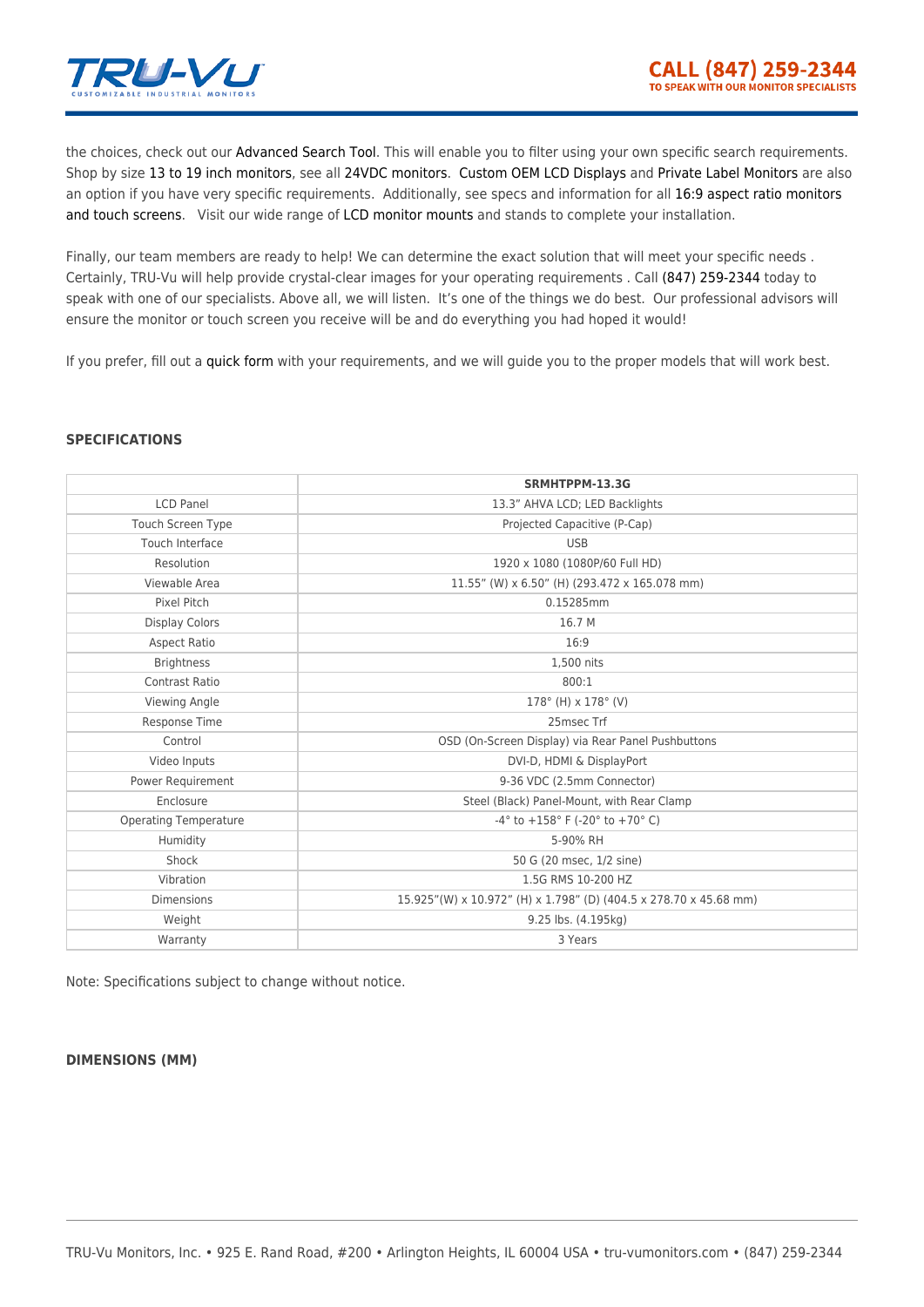the choices, check out our Advanced Search Tool. This will enable you to filter using your own specific search requirements. Shop by size 13 to 19 inch monitors, see all 24VDC monitors. Custom OEM LCD Displays and Private Label Monitors are also an option if you have very specific requirements. Additionally, see specs and information for all 16:9 aspect ratio monitors and touch screens. Visit our wide range of LCD monitor mounts and stands to complete your installation.

Finally, our team members are ready to help! We can determine the exact solution that will meet your specific needs . Certainly, TRU-Vu will help provide crystal-clear images for your operating requirements . Call (847) 259-2344 today to speak with one of our specialists. Above all, we will listen. It's one of the things we do best. Our professional advisors will ensure the monitor or touch screen you receive will be and do everything you had hoped it would!

If you prefer, fill out a quick form with your requirements, and we will guide you to the proper models that will work best.

### SPECIFICATIONS

| | SRMHTPPM-13.3G |
|---|---|
| LCD Panel | 13.3" AHVA LCD; LED Backlights |
| Touch Screen Type | Projected Capacitive (P-Cap) |
| Touch Interface | USB |
| Resolution | 1920 x 1080 (1080P/60 Full HD) |
| Viewable Area | 11.55" (W) x 6.50" (H) (293.472 x 165.078 mm) |
| Pixel Pitch | 0.15285mm |
| Display Colors | 16.7 M |
| Aspect Ratio | 16:9 |
| Brightness | 1,500 nits |
| Contrast Ratio | 800:1 |
| Viewing Angle | 178° (H) x 178° (V) |
| Response Time | 25msec Trf |
| Control | OSD (On-Screen Display) via Rear Panel Pushbuttons |
| Video Inputs | DVI-D, HDMI & DisplayPort |
| Power Requirement | 9-36 VDC (2.5mm Connector) |
| Enclosure | Steel (Black) Panel-Mount, with Rear Clamp |
| Operating Temperature | -4° to +158° F (-20° to +70° C) |
| Humidity | 5-90% RH |
| Shock | 50 G (20 msec, 1/2 sine) |
| Vibration | 1.5G RMS 10-200 HZ |
| Dimensions | 15.925"(W) x 10.972" (H) x 1.798" (D) (404.5 x 278.70 x 45.68 mm) |
| Weight | 9.25 lbs. (4.195kg) |
| Warranty | 3 Years |

Note: Specifications subject to change without notice.

### DIMENSIONS (MM)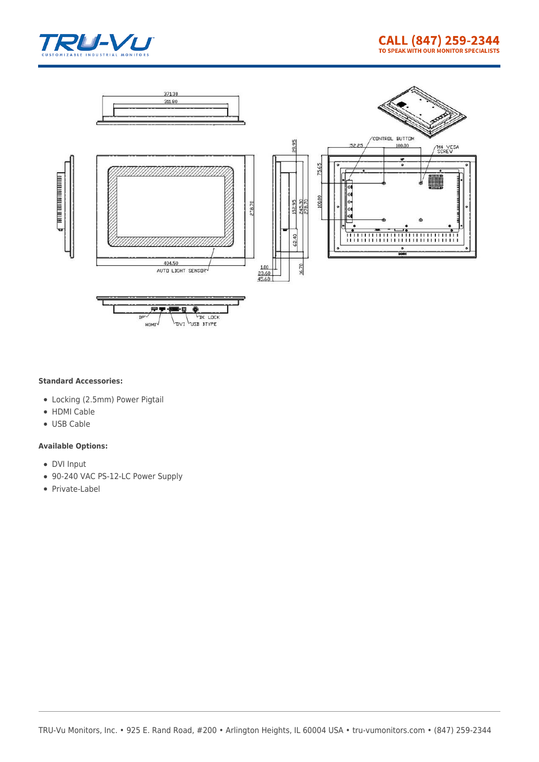371.30
311.80
29.95
75.65
100.00
152.95
245.30
278.70
278.70
62.40
404.50
AUTO LIGHT SENSOR
1.00
23.60
45.60
16.70
CONTROL BUTTON
52.25
100.00
M4 VESA SCREW
DP
HDMI
DVI
USB BTYPE
DC LOCK

**Standard Accessories:**

- Locking (2.5mm) Power Pigtail
- HDMI Cable
- USB Cable

**Available Options:**

- DVI Input
- 90-240 VAC PS-12-LC Power Supply
- Private-Label